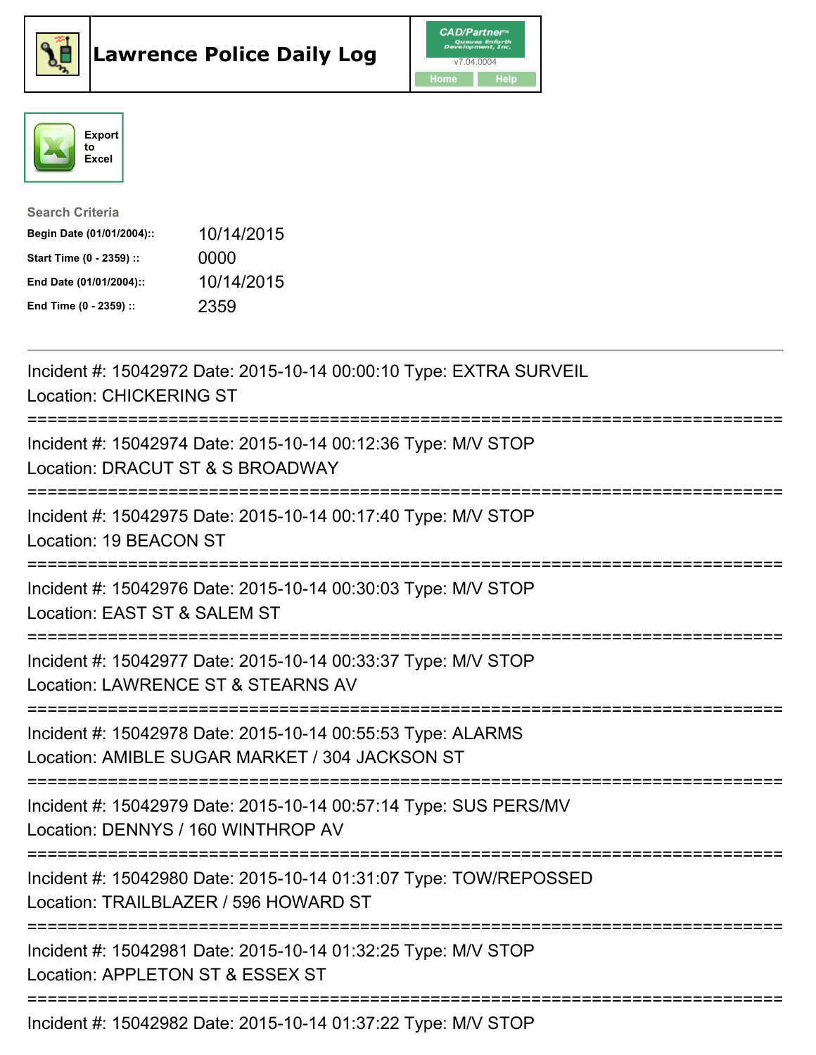# Lawrence Police Daily Log

CAD/Partner™
v7.04.0004
Home Help

Export to Excel

**Search Criteria**

| | |
|---|---|
| **Begin Date (01/01/2004)::** | 10/14/2015 |
| **Start Time (0 - 2359) ::** | 0000 |
| **End Date (01/01/2004)::** | 10/14/2015 |
| **End Time (0 - 2359) ::** | 2359 |

---

Incident #: 15042972 Date: 2015-10-14 00:00:10 Type: EXTRA SURVEIL
Location: CHICKERING ST

===========================================================================

Incident #: 15042974 Date: 2015-10-14 00:12:36 Type: M/V STOP
Location: DRACUT ST & S BROADWAY

===========================================================================

Incident #: 15042975 Date: 2015-10-14 00:17:40 Type: M/V STOP
Location: 19 BEACON ST

===========================================================================

Incident #: 15042976 Date: 2015-10-14 00:30:03 Type: M/V STOP
Location: EAST ST & SALEM ST

===========================================================================

Incident #: 15042977 Date: 2015-10-14 00:33:37 Type: M/V STOP
Location: LAWRENCE ST & STEARNS AV

===========================================================================

Incident #: 15042978 Date: 2015-10-14 00:55:53 Type: ALARMS
Location: AMIBLE SUGAR MARKET / 304 JACKSON ST

===========================================================================

Incident #: 15042979 Date: 2015-10-14 00:57:14 Type: SUS PERS/MV
Location: DENNYS / 160 WINTHROP AV

===========================================================================

Incident #: 15042980 Date: 2015-10-14 01:31:07 Type: TOW/REPOSSED
Location: TRAILBLAZER / 596 HOWARD ST

===========================================================================

Incident #: 15042981 Date: 2015-10-14 01:32:25 Type: M/V STOP
Location: APPLETON ST & ESSEX ST

===========================================================================

Incident #: 15042982 Date: 2015-10-14 01:37:22 Type: M/V STOP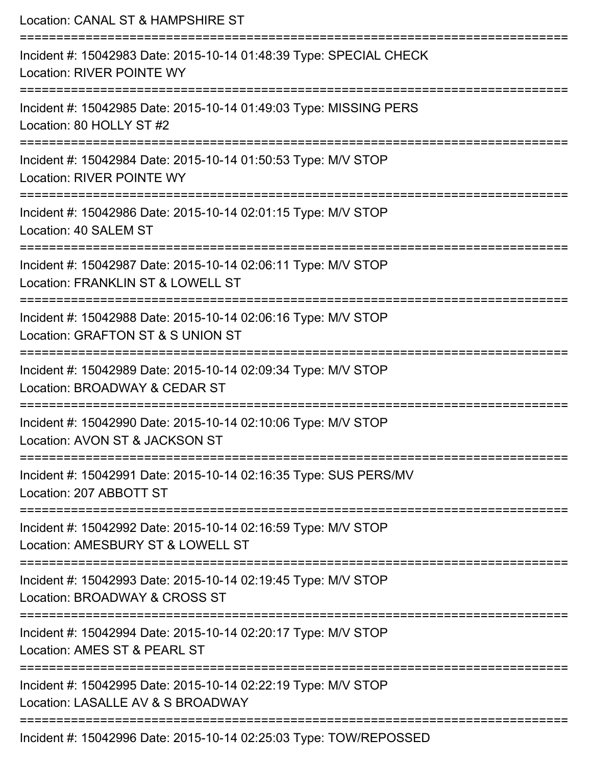Location: CANAL ST & HAMPSHIRE ST

===========================================================================

Incident #: 15042983 Date: 2015-10-14 01:48:39 Type: SPECIAL CHECK

Location: RIVER POINTE WY

===========================================================================

Incident #: 15042985 Date: 2015-10-14 01:49:03 Type: MISSING PERS

Location: 80 HOLLY ST #2

===========================================================================

Incident #: 15042984 Date: 2015-10-14 01:50:53 Type: M/V STOP

Location: RIVER POINTE WY

===========================================================================

Incident #: 15042986 Date: 2015-10-14 02:01:15 Type: M/V STOP

Location: 40 SALEM ST

===========================================================================

Incident #: 15042987 Date: 2015-10-14 02:06:11 Type: M/V STOP

Location: FRANKLIN ST & LOWELL ST

===========================================================================

Incident #: 15042988 Date: 2015-10-14 02:06:16 Type: M/V STOP

Location: GRAFTON ST & S UNION ST

===========================================================================

Incident #: 15042989 Date: 2015-10-14 02:09:34 Type: M/V STOP

Location: BROADWAY & CEDAR ST

===========================================================================

Incident #: 15042990 Date: 2015-10-14 02:10:06 Type: M/V STOP

Location: AVON ST & JACKSON ST

===========================================================================

Incident #: 15042991 Date: 2015-10-14 02:16:35 Type: SUS PERS/MV

Location: 207 ABBOTT ST

===========================================================================

Incident #: 15042992 Date: 2015-10-14 02:16:59 Type: M/V STOP

Location: AMESBURY ST & LOWELL ST

===========================================================================

Incident #: 15042993 Date: 2015-10-14 02:19:45 Type: M/V STOP

Location: BROADWAY & CROSS ST

===========================================================================

Incident #: 15042994 Date: 2015-10-14 02:20:17 Type: M/V STOP

Location: AMES ST & PEARL ST

===========================================================================

Incident #: 15042995 Date: 2015-10-14 02:22:19 Type: M/V STOP

Location: LASALLE AV & S BROADWAY

===========================================================================

Incident #: 15042996 Date: 2015-10-14 02:25:03 Type: TOW/REPOSSED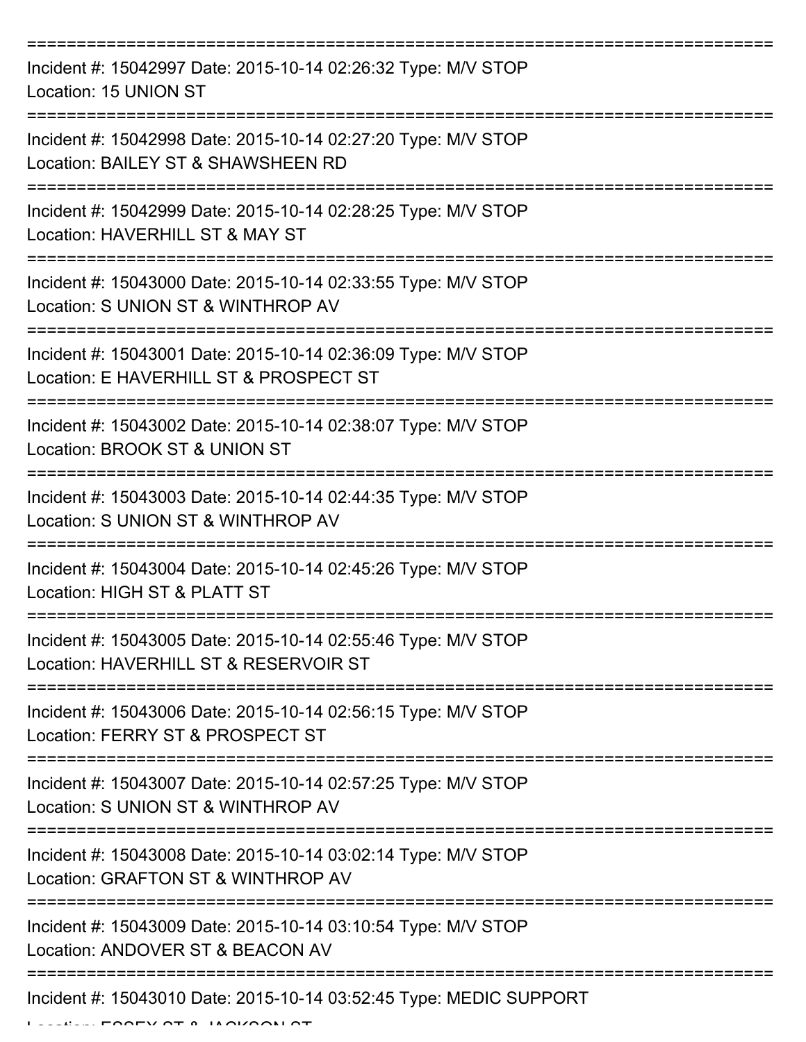===========================================================================

Incident #: 15042997 Date: 2015-10-14 02:26:32 Type: M/V STOP
Location: 15 UNION ST

===========================================================================

Incident #: 15042998 Date: 2015-10-14 02:27:20 Type: M/V STOP
Location: BAILEY ST & SHAWSHEEN RD

===========================================================================

Incident #: 15042999 Date: 2015-10-14 02:28:25 Type: M/V STOP
Location: HAVERHILL ST & MAY ST

===========================================================================

Incident #: 15043000 Date: 2015-10-14 02:33:55 Type: M/V STOP
Location: S UNION ST & WINTHROP AV

===========================================================================

Incident #: 15043001 Date: 2015-10-14 02:36:09 Type: M/V STOP
Location: E HAVERHILL ST & PROSPECT ST

===========================================================================

Incident #: 15043002 Date: 2015-10-14 02:38:07 Type: M/V STOP
Location: BROOK ST & UNION ST

===========================================================================

Incident #: 15043003 Date: 2015-10-14 02:44:35 Type: M/V STOP
Location: S UNION ST & WINTHROP AV

===========================================================================

Incident #: 15043004 Date: 2015-10-14 02:45:26 Type: M/V STOP
Location: HIGH ST & PLATT ST

===========================================================================

Incident #: 15043005 Date: 2015-10-14 02:55:46 Type: M/V STOP
Location: HAVERHILL ST & RESERVOIR ST

===========================================================================

Incident #: 15043006 Date: 2015-10-14 02:56:15 Type: M/V STOP
Location: FERRY ST & PROSPECT ST

===========================================================================

Incident #: 15043007 Date: 2015-10-14 02:57:25 Type: M/V STOP
Location: S UNION ST & WINTHROP AV

===========================================================================

Incident #: 15043008 Date: 2015-10-14 03:02:14 Type: M/V STOP
Location: GRAFTON ST & WINTHROP AV

===========================================================================

Incident #: 15043009 Date: 2015-10-14 03:10:54 Type: M/V STOP
Location: ANDOVER ST & BEACON AV

===========================================================================

Incident #: 15043010 Date: 2015-10-14 03:52:45 Type: MEDIC SUPPORT
Location: ESSEX ST & JACKSON ST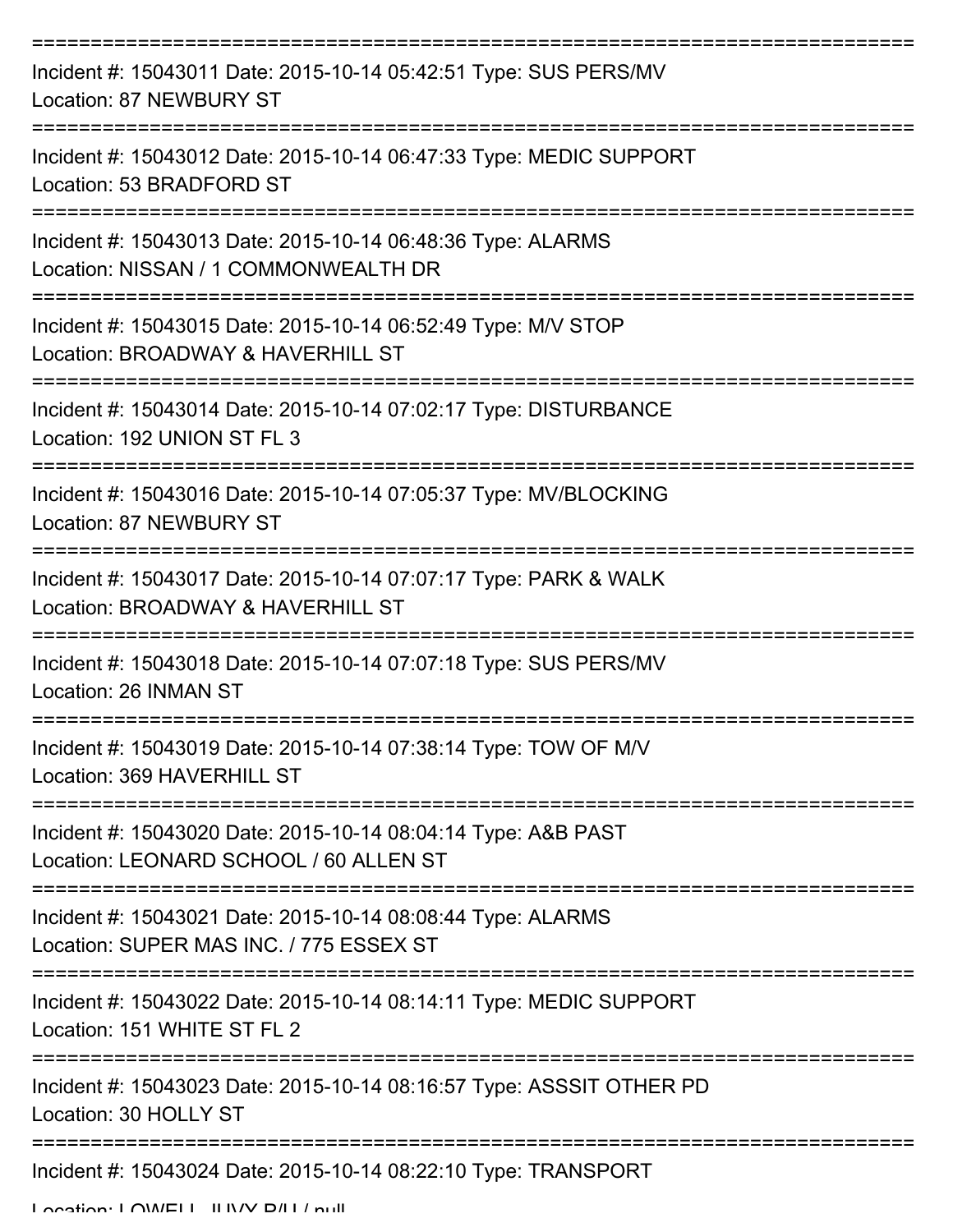===========================================================================

Incident #: 15043011 Date: 2015-10-14 05:42:51 Type: SUS PERS/MV
Location: 87 NEWBURY ST

===========================================================================

Incident #: 15043012 Date: 2015-10-14 06:47:33 Type: MEDIC SUPPORT
Location: 53 BRADFORD ST

===========================================================================

Incident #: 15043013 Date: 2015-10-14 06:48:36 Type: ALARMS
Location: NISSAN / 1 COMMONWEALTH DR

===========================================================================

Incident #: 15043015 Date: 2015-10-14 06:52:49 Type: M/V STOP
Location: BROADWAY & HAVERHILL ST

===========================================================================

Incident #: 15043014 Date: 2015-10-14 07:02:17 Type: DISTURBANCE
Location: 192 UNION ST FL 3

===========================================================================

Incident #: 15043016 Date: 2015-10-14 07:05:37 Type: MV/BLOCKING
Location: 87 NEWBURY ST

===========================================================================

Incident #: 15043017 Date: 2015-10-14 07:07:17 Type: PARK & WALK
Location: BROADWAY & HAVERHILL ST

===========================================================================

Incident #: 15043018 Date: 2015-10-14 07:07:18 Type: SUS PERS/MV
Location: 26 INMAN ST

===========================================================================

Incident #: 15043019 Date: 2015-10-14 07:38:14 Type: TOW OF M/V
Location: 369 HAVERHILL ST

===========================================================================

Incident #: 15043020 Date: 2015-10-14 08:04:14 Type: A&B PAST
Location: LEONARD SCHOOL / 60 ALLEN ST

===========================================================================

Incident #: 15043021 Date: 2015-10-14 08:08:44 Type: ALARMS
Location: SUPER MAS INC. / 775 ESSEX ST

===========================================================================

Incident #: 15043022 Date: 2015-10-14 08:14:11 Type: MEDIC SUPPORT
Location: 151 WHITE ST FL 2

===========================================================================

Incident #: 15043023 Date: 2015-10-14 08:16:57 Type: ASSSIT OTHER PD
Location: 30 HOLLY ST

===========================================================================

Incident #: 15043024 Date: 2015-10-14 08:22:10 Type: TRANSPORT
Location: LOWELL JUVY P/U / null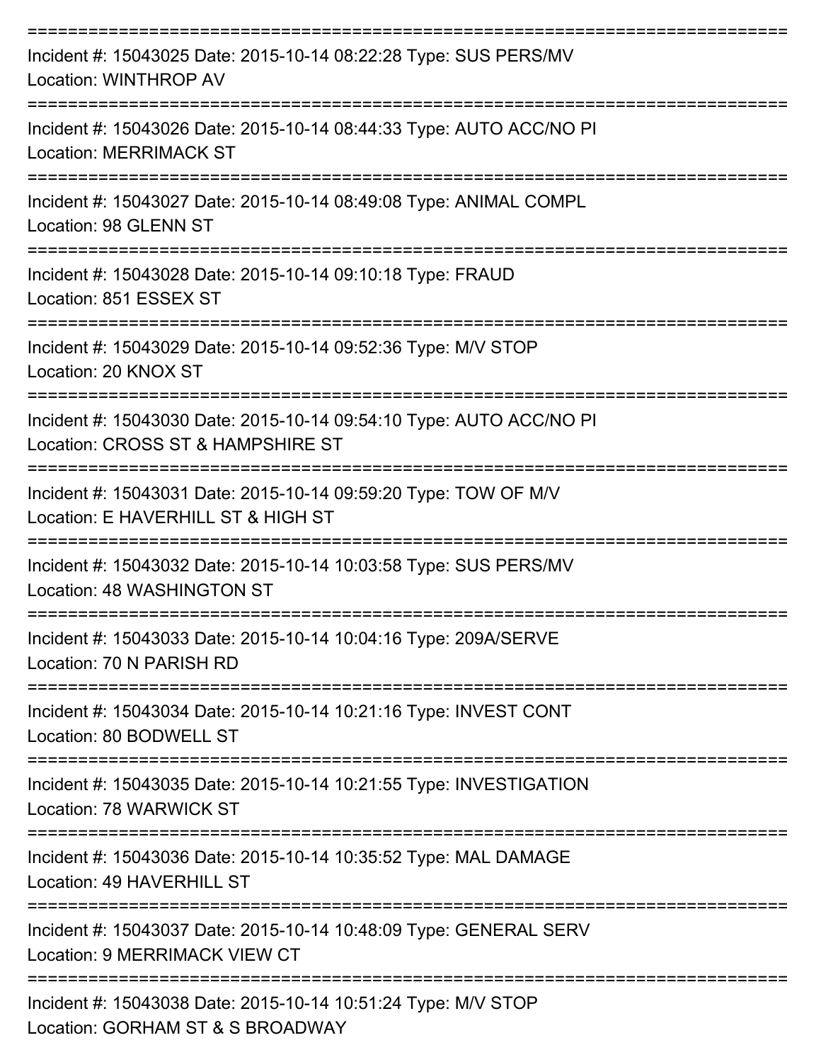===========================================================================
Incident #: 15043025 Date: 2015-10-14 08:22:28 Type: SUS PERS/MV
Location: WINTHROP AV
===========================================================================
Incident #: 15043026 Date: 2015-10-14 08:44:33 Type: AUTO ACC/NO PI
Location: MERRIMACK ST
===========================================================================
Incident #: 15043027 Date: 2015-10-14 08:49:08 Type: ANIMAL COMPL
Location: 98 GLENN ST
===========================================================================
Incident #: 15043028 Date: 2015-10-14 09:10:18 Type: FRAUD
Location: 851 ESSEX ST
===========================================================================
Incident #: 15043029 Date: 2015-10-14 09:52:36 Type: M/V STOP
Location: 20 KNOX ST
===========================================================================
Incident #: 15043030 Date: 2015-10-14 09:54:10 Type: AUTO ACC/NO PI
Location: CROSS ST & HAMPSHIRE ST
===========================================================================
Incident #: 15043031 Date: 2015-10-14 09:59:20 Type: TOW OF M/V
Location: E HAVERHILL ST & HIGH ST
===========================================================================
Incident #: 15043032 Date: 2015-10-14 10:03:58 Type: SUS PERS/MV
Location: 48 WASHINGTON ST
===========================================================================
Incident #: 15043033 Date: 2015-10-14 10:04:16 Type: 209A/SERVE
Location: 70 N PARISH RD
===========================================================================
Incident #: 15043034 Date: 2015-10-14 10:21:16 Type: INVEST CONT
Location: 80 BODWELL ST
===========================================================================
Incident #: 15043035 Date: 2015-10-14 10:21:55 Type: INVESTIGATION
Location: 78 WARWICK ST
===========================================================================
Incident #: 15043036 Date: 2015-10-14 10:35:52 Type: MAL DAMAGE
Location: 49 HAVERHILL ST
===========================================================================
Incident #: 15043037 Date: 2015-10-14 10:48:09 Type: GENERAL SERV
Location: 9 MERRIMACK VIEW CT
===========================================================================
Incident #: 15043038 Date: 2015-10-14 10:51:24 Type: M/V STOP
Location: GORHAM ST & S BROADWAY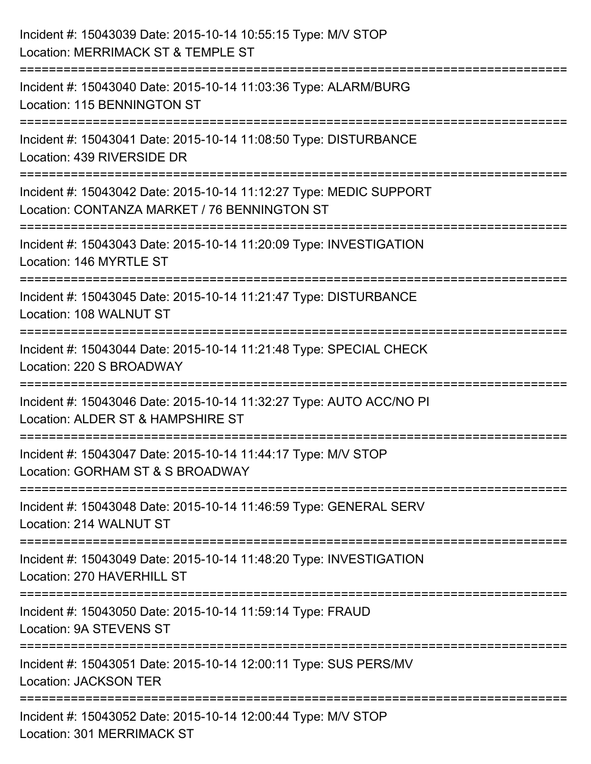Incident #: 15043039 Date: 2015-10-14 10:55:15 Type: M/V STOP
Location: MERRIMACK ST & TEMPLE ST

===========================================================================

Incident #: 15043040 Date: 2015-10-14 11:03:36 Type: ALARM/BURG
Location: 115 BENNINGTON ST

===========================================================================

Incident #: 15043041 Date: 2015-10-14 11:08:50 Type: DISTURBANCE
Location: 439 RIVERSIDE DR

===========================================================================

Incident #: 15043042 Date: 2015-10-14 11:12:27 Type: MEDIC SUPPORT
Location: CONTANZA MARKET / 76 BENNINGTON ST

===========================================================================

Incident #: 15043043 Date: 2015-10-14 11:20:09 Type: INVESTIGATION
Location: 146 MYRTLE ST

===========================================================================

Incident #: 15043045 Date: 2015-10-14 11:21:47 Type: DISTURBANCE
Location: 108 WALNUT ST

===========================================================================

Incident #: 15043044 Date: 2015-10-14 11:21:48 Type: SPECIAL CHECK
Location: 220 S BROADWAY

===========================================================================

Incident #: 15043046 Date: 2015-10-14 11:32:27 Type: AUTO ACC/NO PI
Location: ALDER ST & HAMPSHIRE ST

===========================================================================

Incident #: 15043047 Date: 2015-10-14 11:44:17 Type: M/V STOP
Location: GORHAM ST & S BROADWAY

===========================================================================

Incident #: 15043048 Date: 2015-10-14 11:46:59 Type: GENERAL SERV
Location: 214 WALNUT ST

===========================================================================

Incident #: 15043049 Date: 2015-10-14 11:48:20 Type: INVESTIGATION
Location: 270 HAVERHILL ST

===========================================================================

Incident #: 15043050 Date: 2015-10-14 11:59:14 Type: FRAUD
Location: 9A STEVENS ST

===========================================================================

Incident #: 15043051 Date: 2015-10-14 12:00:11 Type: SUS PERS/MV
Location: JACKSON TER

===========================================================================

Incident #: 15043052 Date: 2015-10-14 12:00:44 Type: M/V STOP
Location: 301 MERRIMACK ST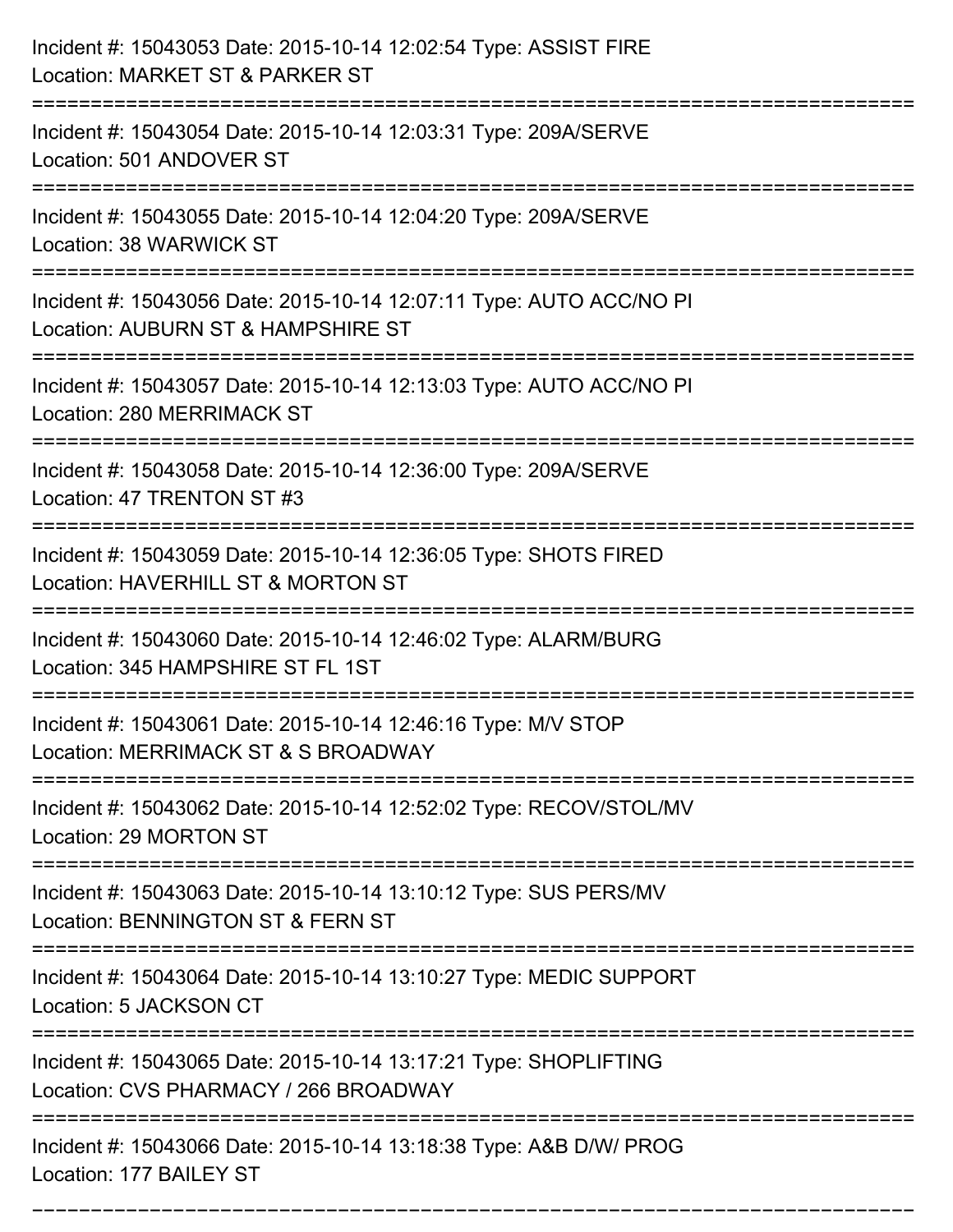Incident #: 15043053 Date: 2015-10-14 12:02:54 Type: ASSIST FIRE
Location: MARKET ST & PARKER ST

===========================================================================

Incident #: 15043054 Date: 2015-10-14 12:03:31 Type: 209A/SERVE
Location: 501 ANDOVER ST

===========================================================================

Incident #: 15043055 Date: 2015-10-14 12:04:20 Type: 209A/SERVE
Location: 38 WARWICK ST

===========================================================================

Incident #: 15043056 Date: 2015-10-14 12:07:11 Type: AUTO ACC/NO PI
Location: AUBURN ST & HAMPSHIRE ST

===========================================================================

Incident #: 15043057 Date: 2015-10-14 12:13:03 Type: AUTO ACC/NO PI
Location: 280 MERRIMACK ST

===========================================================================

Incident #: 15043058 Date: 2015-10-14 12:36:00 Type: 209A/SERVE
Location: 47 TRENTON ST #3

===========================================================================

Incident #: 15043059 Date: 2015-10-14 12:36:05 Type: SHOTS FIRED
Location: HAVERHILL ST & MORTON ST

===========================================================================

Incident #: 15043060 Date: 2015-10-14 12:46:02 Type: ALARM/BURG
Location: 345 HAMPSHIRE ST FL 1ST

===========================================================================

Incident #: 15043061 Date: 2015-10-14 12:46:16 Type: M/V STOP
Location: MERRIMACK ST & S BROADWAY

===========================================================================

Incident #: 15043062 Date: 2015-10-14 12:52:02 Type: RECOV/STOL/MV
Location: 29 MORTON ST

===========================================================================

Incident #: 15043063 Date: 2015-10-14 13:10:12 Type: SUS PERS/MV
Location: BENNINGTON ST & FERN ST

===========================================================================

Incident #: 15043064 Date: 2015-10-14 13:10:27 Type: MEDIC SUPPORT
Location: 5 JACKSON CT

===========================================================================

Incident #: 15043065 Date: 2015-10-14 13:17:21 Type: SHOPLIFTING
Location: CVS PHARMACY / 266 BROADWAY

===========================================================================

Incident #: 15043066 Date: 2015-10-14 13:18:38 Type: A&B D/W/ PROG
Location: 177 BAILEY ST

===========================================================================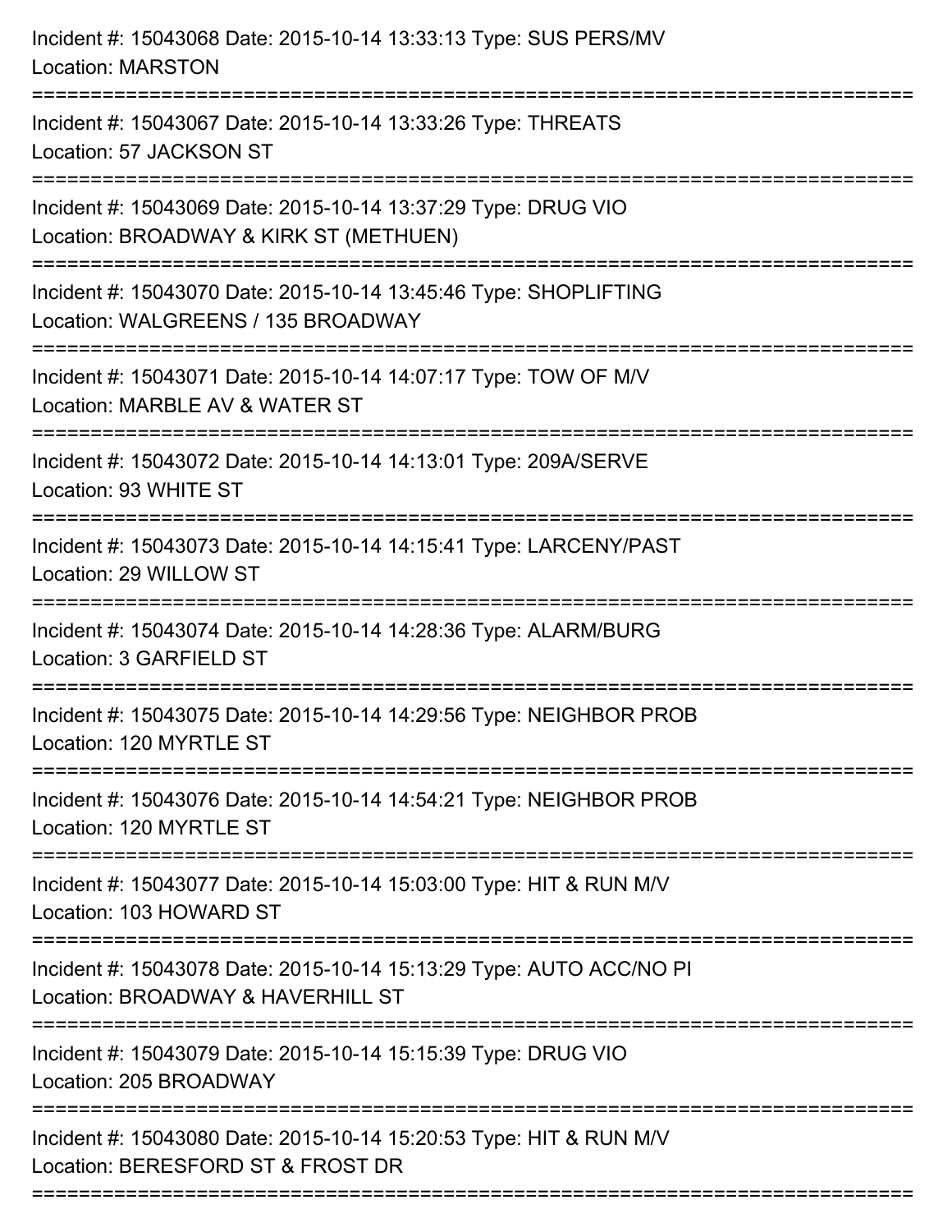Incident #: 15043068 Date: 2015-10-14 13:33:13 Type: SUS PERS/MV
Location: MARSTON

===========================================================================

Incident #: 15043067 Date: 2015-10-14 13:33:26 Type: THREATS
Location: 57 JACKSON ST

===========================================================================

Incident #: 15043069 Date: 2015-10-14 13:37:29 Type: DRUG VIO
Location: BROADWAY & KIRK ST (METHUEN)

===========================================================================

Incident #: 15043070 Date: 2015-10-14 13:45:46 Type: SHOPLIFTING
Location: WALGREENS / 135 BROADWAY

===========================================================================

Incident #: 15043071 Date: 2015-10-14 14:07:17 Type: TOW OF M/V
Location: MARBLE AV & WATER ST

===========================================================================

Incident #: 15043072 Date: 2015-10-14 14:13:01 Type: 209A/SERVE
Location: 93 WHITE ST

===========================================================================

Incident #: 15043073 Date: 2015-10-14 14:15:41 Type: LARCENY/PAST
Location: 29 WILLOW ST

===========================================================================

Incident #: 15043074 Date: 2015-10-14 14:28:36 Type: ALARM/BURG
Location: 3 GARFIELD ST

===========================================================================

Incident #: 15043075 Date: 2015-10-14 14:29:56 Type: NEIGHBOR PROB
Location: 120 MYRTLE ST

===========================================================================

Incident #: 15043076 Date: 2015-10-14 14:54:21 Type: NEIGHBOR PROB
Location: 120 MYRTLE ST

===========================================================================

Incident #: 15043077 Date: 2015-10-14 15:03:00 Type: HIT & RUN M/V
Location: 103 HOWARD ST

===========================================================================

Incident #: 15043078 Date: 2015-10-14 15:13:29 Type: AUTO ACC/NO PI
Location: BROADWAY & HAVERHILL ST

===========================================================================

Incident #: 15043079 Date: 2015-10-14 15:15:39 Type: DRUG VIO
Location: 205 BROADWAY

===========================================================================

Incident #: 15043080 Date: 2015-10-14 15:20:53 Type: HIT & RUN M/V
Location: BERESFORD ST & FROST DR

===========================================================================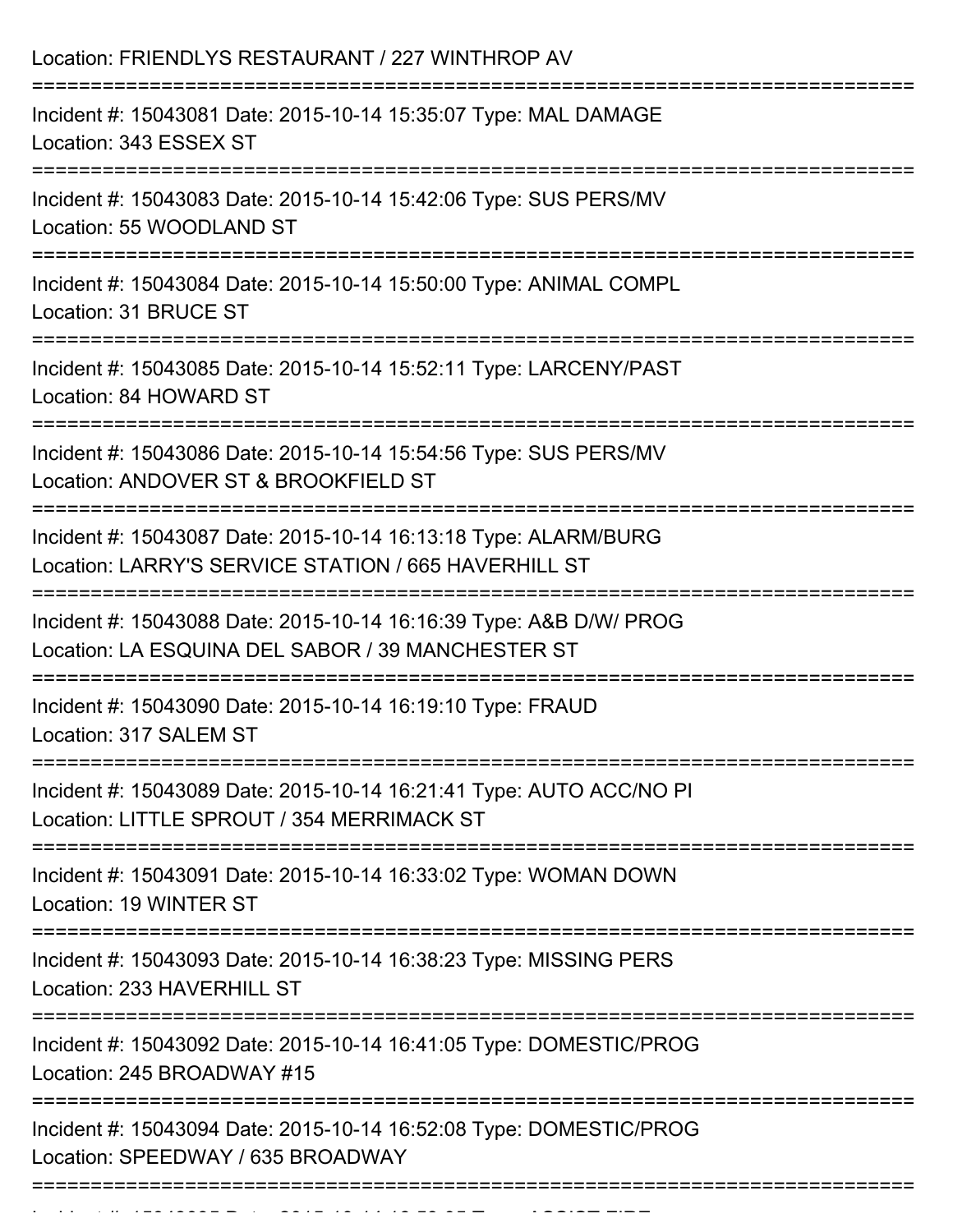Location: FRIENDLYS RESTAURANT / 227 WINTHROP AV

===========================================================================

Incident #: 15043081 Date: 2015-10-14 15:35:07 Type: MAL DAMAGE
Location: 343 ESSEX ST

===========================================================================

Incident #: 15043083 Date: 2015-10-14 15:42:06 Type: SUS PERS/MV
Location: 55 WOODLAND ST

===========================================================================

Incident #: 15043084 Date: 2015-10-14 15:50:00 Type: ANIMAL COMPL
Location: 31 BRUCE ST

===========================================================================

Incident #: 15043085 Date: 2015-10-14 15:52:11 Type: LARCENY/PAST
Location: 84 HOWARD ST

===========================================================================

Incident #: 15043086 Date: 2015-10-14 15:54:56 Type: SUS PERS/MV
Location: ANDOVER ST & BROOKFIELD ST

===========================================================================

Incident #: 15043087 Date: 2015-10-14 16:13:18 Type: ALARM/BURG
Location: LARRY'S SERVICE STATION / 665 HAVERHILL ST

===========================================================================

Incident #: 15043088 Date: 2015-10-14 16:16:39 Type: A&B D/W/ PROG
Location: LA ESQUINA DEL SABOR / 39 MANCHESTER ST

===========================================================================

Incident #: 15043090 Date: 2015-10-14 16:19:10 Type: FRAUD
Location: 317 SALEM ST

===========================================================================

Incident #: 15043089 Date: 2015-10-14 16:21:41 Type: AUTO ACC/NO PI
Location: LITTLE SPROUT / 354 MERRIMACK ST

===========================================================================

Incident #: 15043091 Date: 2015-10-14 16:33:02 Type: WOMAN DOWN
Location: 19 WINTER ST

===========================================================================

Incident #: 15043093 Date: 2015-10-14 16:38:23 Type: MISSING PERS
Location: 233 HAVERHILL ST

===========================================================================

Incident #: 15043092 Date: 2015-10-14 16:41:05 Type: DOMESTIC/PROG
Location: 245 BROADWAY #15

===========================================================================

Incident #: 15043094 Date: 2015-10-14 16:52:08 Type: DOMESTIC/PROG
Location: SPEEDWAY / 635 BROADWAY

===========================================================================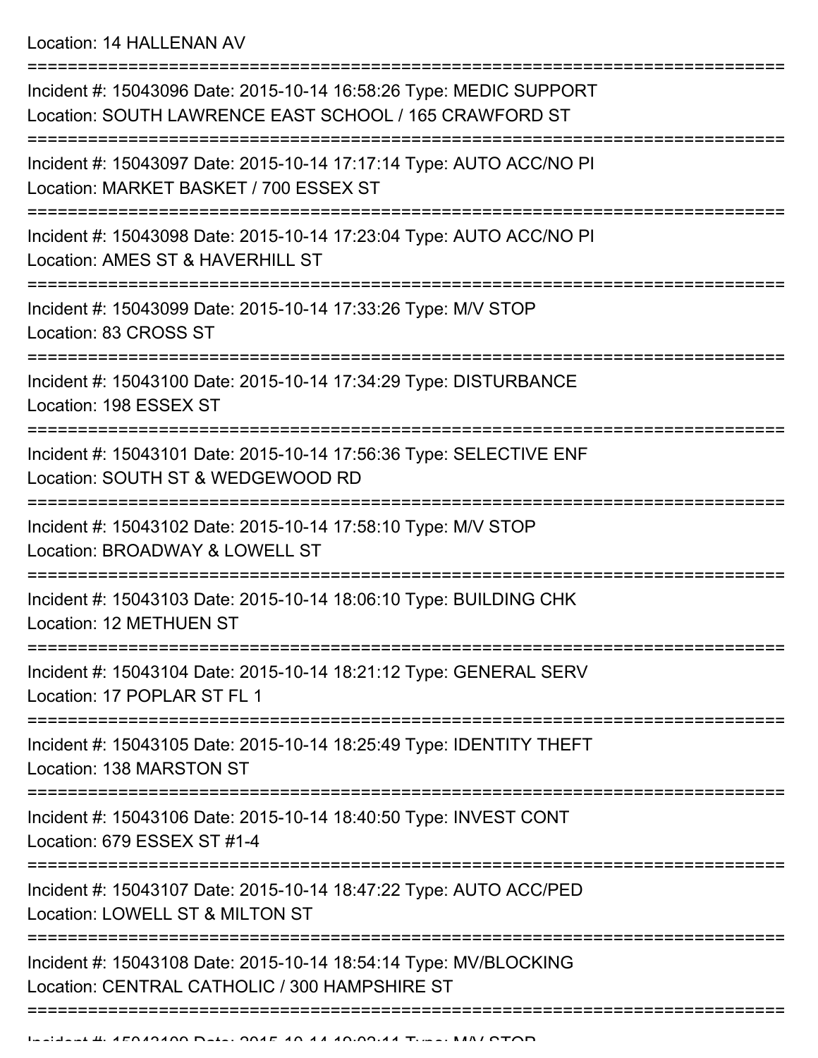Location: 14 HALLENAN AV

===========================================================================

Incident #: 15043096 Date: 2015-10-14 16:58:26 Type: MEDIC SUPPORT
Location: SOUTH LAWRENCE EAST SCHOOL / 165 CRAWFORD ST

===========================================================================

Incident #: 15043097 Date: 2015-10-14 17:17:14 Type: AUTO ACC/NO PI
Location: MARKET BASKET / 700 ESSEX ST

===========================================================================

Incident #: 15043098 Date: 2015-10-14 17:23:04 Type: AUTO ACC/NO PI
Location: AMES ST & HAVERHILL ST

===========================================================================

Incident #: 15043099 Date: 2015-10-14 17:33:26 Type: M/V STOP
Location: 83 CROSS ST

===========================================================================

Incident #: 15043100 Date: 2015-10-14 17:34:29 Type: DISTURBANCE
Location: 198 ESSEX ST

===========================================================================

Incident #: 15043101 Date: 2015-10-14 17:56:36 Type: SELECTIVE ENF
Location: SOUTH ST & WEDGEWOOD RD

===========================================================================

Incident #: 15043102 Date: 2015-10-14 17:58:10 Type: M/V STOP
Location: BROADWAY & LOWELL ST

===========================================================================

Incident #: 15043103 Date: 2015-10-14 18:06:10 Type: BUILDING CHK
Location: 12 METHUEN ST

===========================================================================

Incident #: 15043104 Date: 2015-10-14 18:21:12 Type: GENERAL SERV
Location: 17 POPLAR ST FL 1

===========================================================================

Incident #: 15043105 Date: 2015-10-14 18:25:49 Type: IDENTITY THEFT
Location: 138 MARSTON ST

===========================================================================

Incident #: 15043106 Date: 2015-10-14 18:40:50 Type: INVEST CONT
Location: 679 ESSEX ST #1-4

===========================================================================

Incident #: 15043107 Date: 2015-10-14 18:47:22 Type: AUTO ACC/PED
Location: LOWELL ST & MILTON ST

===========================================================================

Incident #: 15043108 Date: 2015-10-14 18:54:14 Type: MV/BLOCKING
Location: CENTRAL CATHOLIC / 300 HAMPSHIRE ST

===========================================================================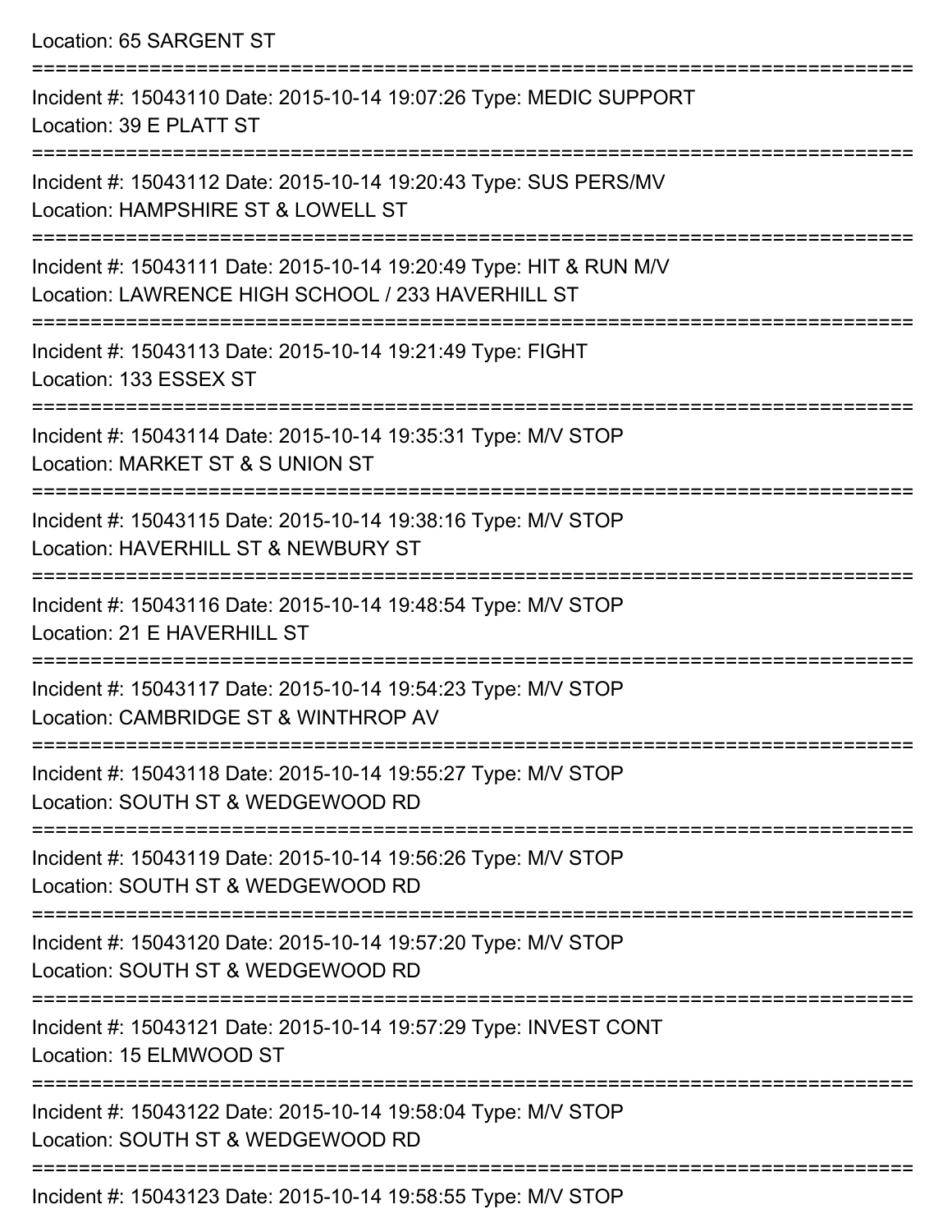Location: 65 SARGENT ST

===========================================================================

Incident #: 15043110 Date: 2015-10-14 19:07:26 Type: MEDIC SUPPORT
Location: 39 E PLATT ST

===========================================================================

Incident #: 15043112 Date: 2015-10-14 19:20:43 Type: SUS PERS/MV
Location: HAMPSHIRE ST & LOWELL ST

===========================================================================

Incident #: 15043111 Date: 2015-10-14 19:20:49 Type: HIT & RUN M/V
Location: LAWRENCE HIGH SCHOOL / 233 HAVERHILL ST

===========================================================================

Incident #: 15043113 Date: 2015-10-14 19:21:49 Type: FIGHT
Location: 133 ESSEX ST

===========================================================================

Incident #: 15043114 Date: 2015-10-14 19:35:31 Type: M/V STOP
Location: MARKET ST & S UNION ST

===========================================================================

Incident #: 15043115 Date: 2015-10-14 19:38:16 Type: M/V STOP
Location: HAVERHILL ST & NEWBURY ST

===========================================================================

Incident #: 15043116 Date: 2015-10-14 19:48:54 Type: M/V STOP
Location: 21 E HAVERHILL ST

===========================================================================

Incident #: 15043117 Date: 2015-10-14 19:54:23 Type: M/V STOP
Location: CAMBRIDGE ST & WINTHROP AV

===========================================================================

Incident #: 15043118 Date: 2015-10-14 19:55:27 Type: M/V STOP
Location: SOUTH ST & WEDGEWOOD RD

===========================================================================

Incident #: 15043119 Date: 2015-10-14 19:56:26 Type: M/V STOP
Location: SOUTH ST & WEDGEWOOD RD

===========================================================================

Incident #: 15043120 Date: 2015-10-14 19:57:20 Type: M/V STOP
Location: SOUTH ST & WEDGEWOOD RD

===========================================================================

Incident #: 15043121 Date: 2015-10-14 19:57:29 Type: INVEST CONT
Location: 15 ELMWOOD ST

===========================================================================

Incident #: 15043122 Date: 2015-10-14 19:58:04 Type: M/V STOP
Location: SOUTH ST & WEDGEWOOD RD

===========================================================================

Incident #: 15043123 Date: 2015-10-14 19:58:55 Type: M/V STOP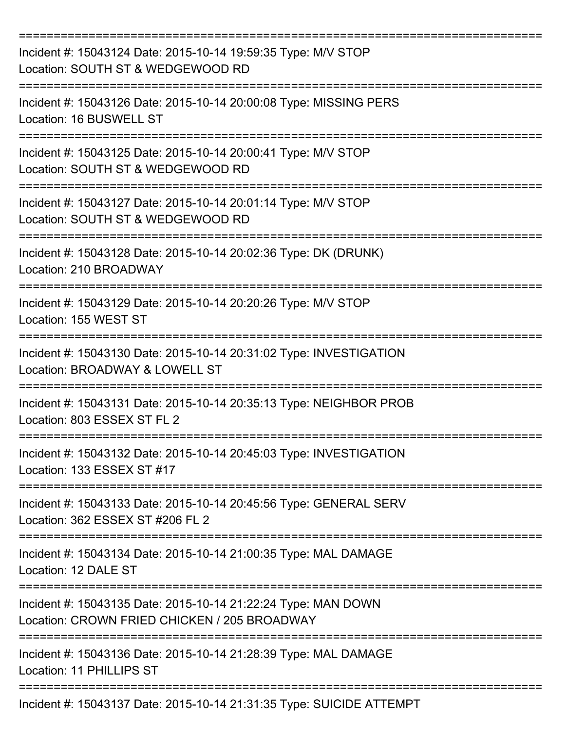===========================================================================

Incident #: 15043124 Date: 2015-10-14 19:59:35 Type: M/V STOP
Location: SOUTH ST & WEDGEWOOD RD

===========================================================================

Incident #: 15043126 Date: 2015-10-14 20:00:08 Type: MISSING PERS
Location: 16 BUSWELL ST

===========================================================================

Incident #: 15043125 Date: 2015-10-14 20:00:41 Type: M/V STOP
Location: SOUTH ST & WEDGEWOOD RD

===========================================================================

Incident #: 15043127 Date: 2015-10-14 20:01:14 Type: M/V STOP
Location: SOUTH ST & WEDGEWOOD RD

===========================================================================

Incident #: 15043128 Date: 2015-10-14 20:02:36 Type: DK (DRUNK)
Location: 210 BROADWAY

===========================================================================

Incident #: 15043129 Date: 2015-10-14 20:20:26 Type: M/V STOP
Location: 155 WEST ST

===========================================================================

Incident #: 15043130 Date: 2015-10-14 20:31:02 Type: INVESTIGATION
Location: BROADWAY & LOWELL ST

===========================================================================

Incident #: 15043131 Date: 2015-10-14 20:35:13 Type: NEIGHBOR PROB
Location: 803 ESSEX ST FL 2

===========================================================================

Incident #: 15043132 Date: 2015-10-14 20:45:03 Type: INVESTIGATION
Location: 133 ESSEX ST #17

===========================================================================

Incident #: 15043133 Date: 2015-10-14 20:45:56 Type: GENERAL SERV
Location: 362 ESSEX ST #206 FL 2

===========================================================================

Incident #: 15043134 Date: 2015-10-14 21:00:35 Type: MAL DAMAGE
Location: 12 DALE ST

===========================================================================

Incident #: 15043135 Date: 2015-10-14 21:22:24 Type: MAN DOWN
Location: CROWN FRIED CHICKEN / 205 BROADWAY

===========================================================================

Incident #: 15043136 Date: 2015-10-14 21:28:39 Type: MAL DAMAGE
Location: 11 PHILLIPS ST

===========================================================================

Incident #: 15043137 Date: 2015-10-14 21:31:35 Type: SUICIDE ATTEMPT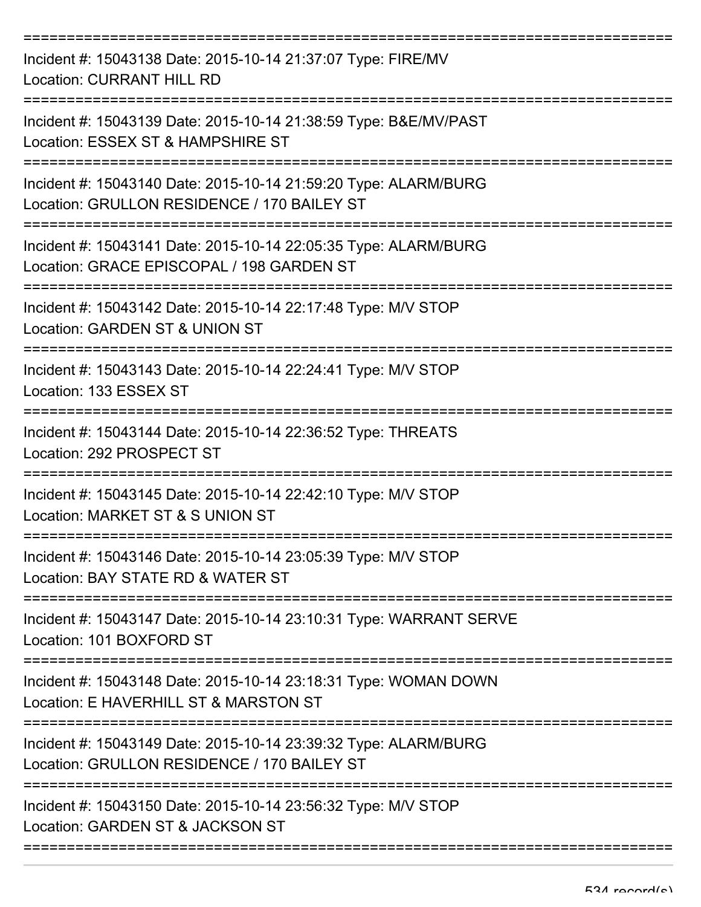Incident #: 15043138 Date: 2015-10-14 21:37:07 Type: FIRE/MV
Location: CURRANT HILL RD

Incident #: 15043139 Date: 2015-10-14 21:38:59 Type: B&E/MV/PAST
Location: ESSEX ST & HAMPSHIRE ST

Incident #: 15043140 Date: 2015-10-14 21:59:20 Type: ALARM/BURG
Location: GRULLON RESIDENCE / 170 BAILEY ST

Incident #: 15043141 Date: 2015-10-14 22:05:35 Type: ALARM/BURG
Location: GRACE EPISCOPAL / 198 GARDEN ST

Incident #: 15043142 Date: 2015-10-14 22:17:48 Type: M/V STOP
Location: GARDEN ST & UNION ST

Incident #: 15043143 Date: 2015-10-14 22:24:41 Type: M/V STOP
Location: 133 ESSEX ST

Incident #: 15043144 Date: 2015-10-14 22:36:52 Type: THREATS
Location: 292 PROSPECT ST

Incident #: 15043145 Date: 2015-10-14 22:42:10 Type: M/V STOP
Location: MARKET ST & S UNION ST

Incident #: 15043146 Date: 2015-10-14 23:05:39 Type: M/V STOP
Location: BAY STATE RD & WATER ST

Incident #: 15043147 Date: 2015-10-14 23:10:31 Type: WARRANT SERVE
Location: 101 BOXFORD ST

Incident #: 15043148 Date: 2015-10-14 23:18:31 Type: WOMAN DOWN
Location: E HAVERHILL ST & MARSTON ST

Incident #: 15043149 Date: 2015-10-14 23:39:32 Type: ALARM/BURG
Location: GRULLON RESIDENCE / 170 BAILEY ST

Incident #: 15043150 Date: 2015-10-14 23:56:32 Type: M/V STOP
Location: GARDEN ST & JACKSON ST

534 record(s)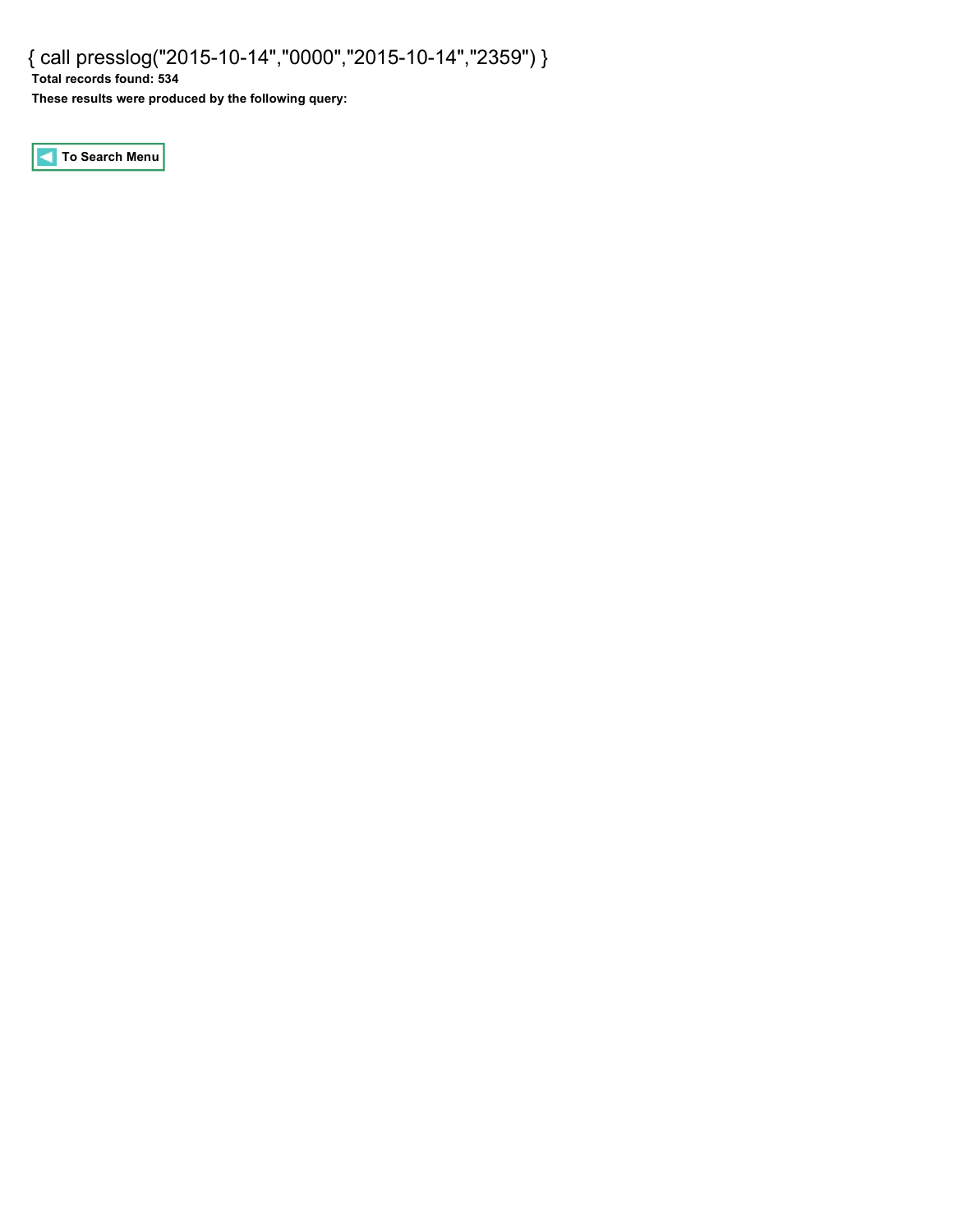{ call presslog("2015-10-14","0000","2015-10-14","2359") }

**Total records found: 534**

**These results were produced by the following query:**

**To Search Menu**